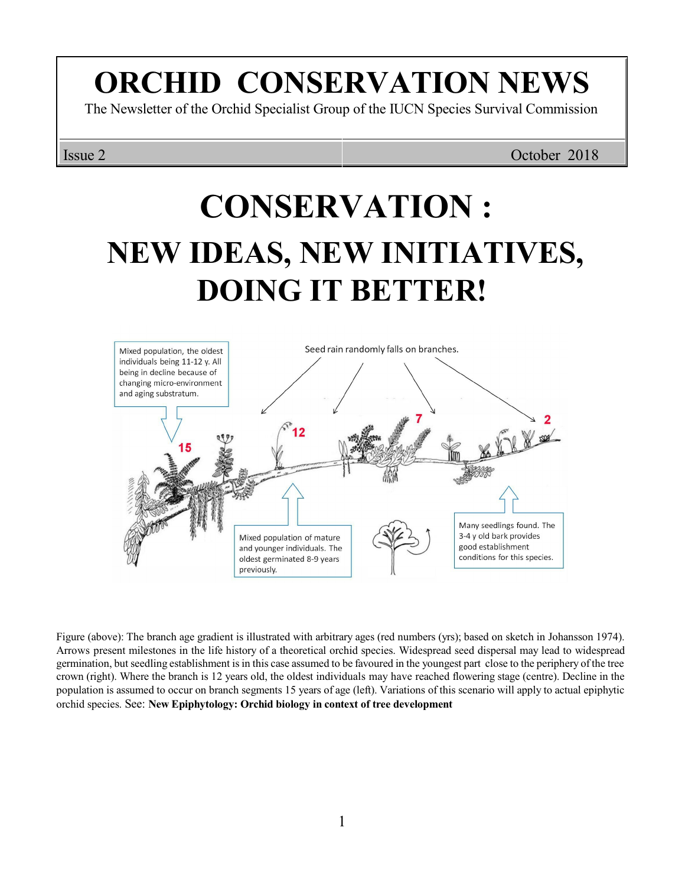# ORCHID CONSERVATION NEWS

The Newsletter of the Orchid Specialist Group of the IUCN Species Survival Commission

Issue 2 | October 2018

# CONSERVATION :

# NEW IDEAS, NEW INITIATIVES, DOING IT BETTER!

Figure (above): The branch age gradient is illustrated with arbitrary ages (red numbers (yrs); based on sketch in Johansson 1974). Arrows present milestones in the life history of a theoretical orchid species. Widespread seed dispersal may lead to widespread germination, but seedling establishment is in this case assumed to be favoured in the youngest part close to the periphery of the tree crown (right). Where the branch is 12 years old, the oldest individuals may have reached flowering stage (centre). Decline in the population is assumed to occur on branch segments 15 years of age (left). Variations of this scenario will apply to actual epiphytic orchid species. See: **New Epiphytology: Orchid biology in context of tree development**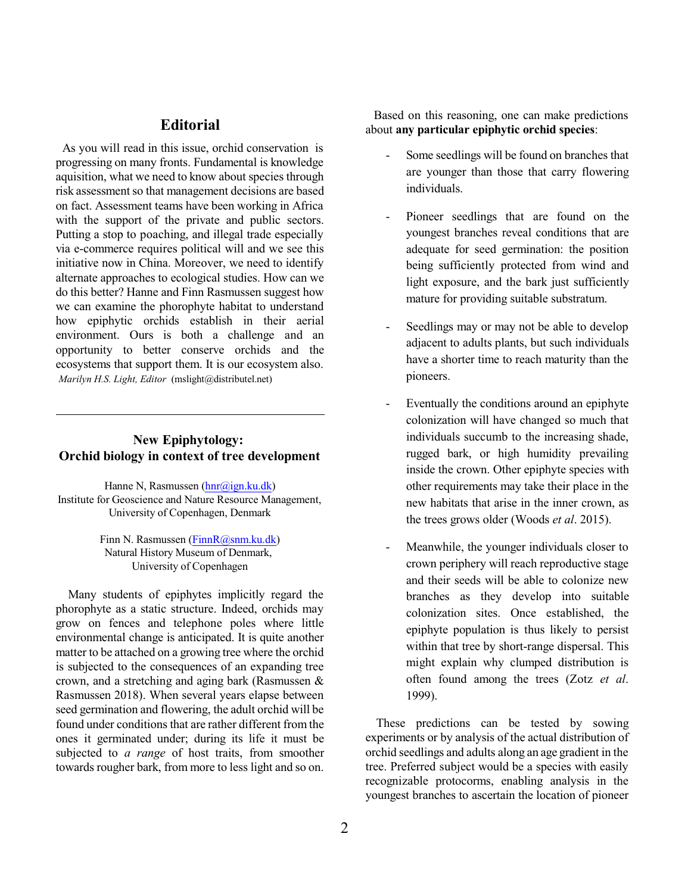## Editorial

As you will read in this issue, orchid conservation is progressing on many fronts. Fundamental is knowledge aquisition, what we need to know about species through risk assessment so that management decisions are based on fact. Assessment teams have been working in Africa with the support of the private and public sectors. Putting a stop to poaching, and illegal trade especially via e-commerce requires political will and we see this initiative now in China. Moreover, we need to identify alternate approaches to ecological studies. How can we do this better? Hanne and Finn Rasmussen suggest how we can examine the phorophyte habitat to understand how epiphytic orchids establish in their aerial environment. Ours is both a challenge and an opportunity to better conserve orchids and the ecosystems that support them. It is our ecosystem also.

*Marilyn H.S. Light, Editor* (mslight@distributel.net)

---

## New Epiphytology: Orchid biology in context of tree development

Hanne N, Rasmussen (hnr@ign.ku.dk)
Institute for Geoscience and Nature Resource Management, University of Copenhagen, Denmark

Finn N. Rasmussen (FinnR@snm.ku.dk)
Natural History Museum of Denmark, University of Copenhagen

Many students of epiphytes implicitly regard the phorophyte as a static structure. Indeed, orchids may grow on fences and telephone poles where little environmental change is anticipated. It is quite another matter to be attached on a growing tree where the orchid is subjected to the consequences of an expanding tree crown, and a stretching and aging bark (Rasmussen & Rasmussen 2018). When several years elapse between seed germination and flowering, the adult orchid will be found under conditions that are rather different from the ones it germinated under; during its life it must be subjected to *a range* of host traits, from smoother towards rougher bark, from more to less light and so on.

Based on this reasoning, one can make predictions about **any particular epiphytic orchid species**:

- Some seedlings will be found on branches that are younger than those that carry flowering individuals.

- Pioneer seedlings that are found on the youngest branches reveal conditions that are adequate for seed germination: the position being sufficiently protected from wind and light exposure, and the bark just sufficiently mature for providing suitable substratum.

- Seedlings may or may not be able to develop adjacent to adults plants, but such individuals have a shorter time to reach maturity than the pioneers.

- Eventually the conditions around an epiphyte colonization will have changed so much that individuals succumb to the increasing shade, rugged bark, or high humidity prevailing inside the crown. Other epiphyte species with other requirements may take their place in the new habitats that arise in the inner crown, as the trees grows older (Woods *et al*. 2015).

- Meanwhile, the younger individuals closer to crown periphery will reach reproductive stage and their seeds will be able to colonize new branches as they develop into suitable colonization sites. Once established, the epiphyte population is thus likely to persist within that tree by short-range dispersal. This might explain why clumped distribution is often found among the trees (Zotz *et al*. 1999).

These predictions can be tested by sowing experiments or by analysis of the actual distribution of orchid seedlings and adults along an age gradient in the tree. Preferred subject would be a species with easily recognizable protocorms, enabling analysis in the youngest branches to ascertain the location of pioneer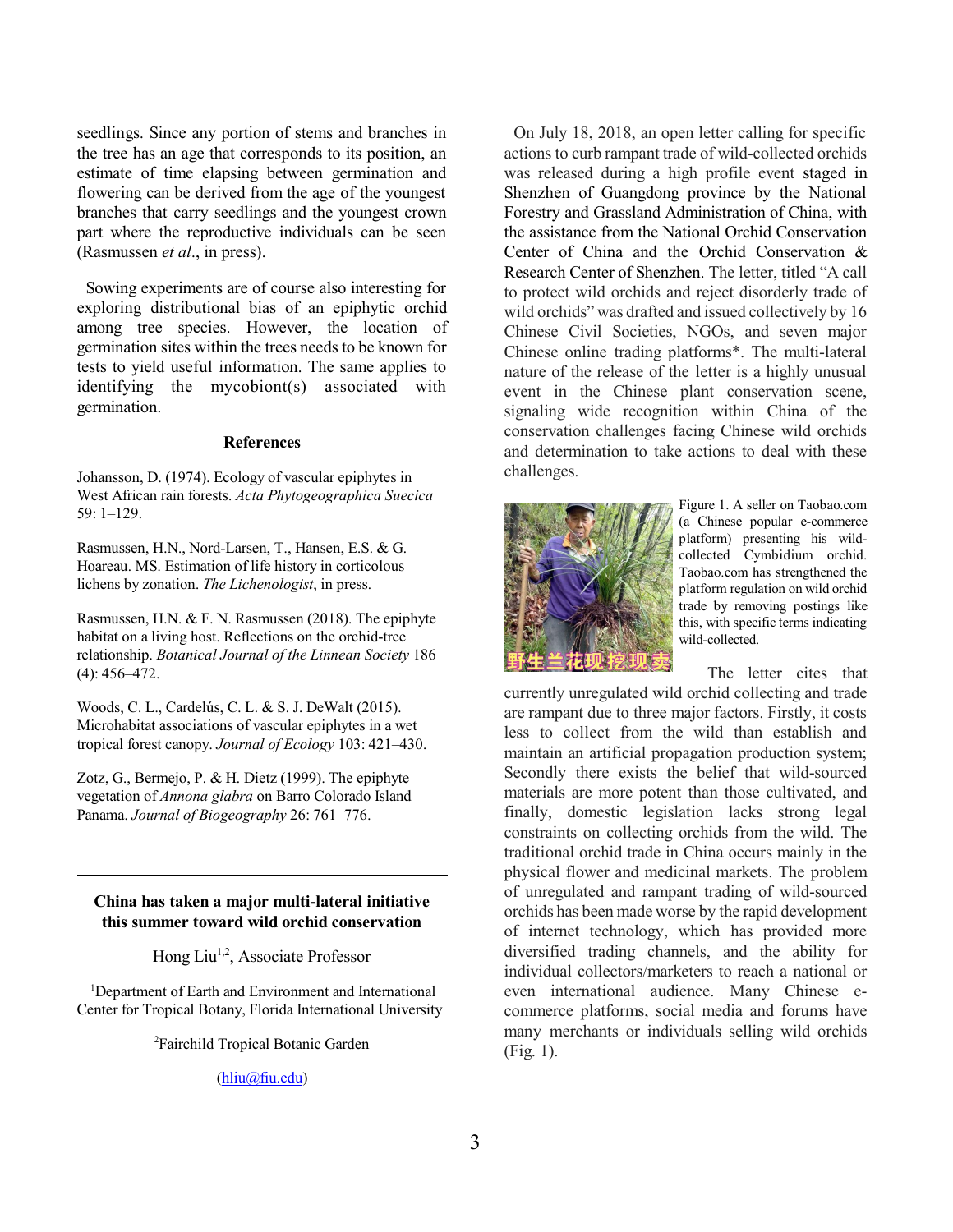seedlings. Since any portion of stems and branches in the tree has an age that corresponds to its position, an estimate of time elapsing between germination and flowering can be derived from the age of the youngest branches that carry seedlings and the youngest crown part where the reproductive individuals can be seen (Rasmussen *et al*., in press).

Sowing experiments are of course also interesting for exploring distributional bias of an epiphytic orchid among tree species. However, the location of germination sites within the trees needs to be known for tests to yield useful information. The same applies to identifying the mycobiont(s) associated with germination.

### References

Johansson, D. (1974). Ecology of vascular epiphytes in West African rain forests. *Acta Phytogeographica Suecica* 59: 1–129.

Rasmussen, H.N., Nord-Larsen, T., Hansen, E.S. & G. Hoareau. MS. Estimation of life history in corticolous lichens by zonation. *The Lichenologist*, in press.

Rasmussen, H.N. & F. N. Rasmussen (2018). The epiphyte habitat on a living host. Reflections on the orchid-tree relationship. *Botanical Journal of the Linnean Society* 186 (4): 456–472.

Woods, C. L., Cardelús, C. L. & S. J. DeWalt (2015). Microhabitat associations of vascular epiphytes in a wet tropical forest canopy. *Journal of Ecology* 103: 421–430.

Zotz, G., Bermejo, P. & H. Dietz (1999). The epiphyte vegetation of *Annona glabra* on Barro Colorado Island Panama. *Journal of Biogeography* 26: 761–776.

---

## China has taken a major multi-lateral initiative this summer toward wild orchid conservation

Hong Liu[1,2], Associate Professor

[1]Department of Earth and Environment and International Center for Tropical Botany, Florida International University

[2]Fairchild Tropical Botanic Garden

(hliu@fiu.edu)

On July 18, 2018, an open letter calling for specific actions to curb rampant trade of wild-collected orchids was released during a high profile event staged in Shenzhen of Guangdong province by the National Forestry and Grassland Administration of China, with the assistance from the National Orchid Conservation Center of China and the Orchid Conservation & Research Center of Shenzhen. The letter, titled "A call to protect wild orchids and reject disorderly trade of wild orchids" was drafted and issued collectively by 16 Chinese Civil Societies, NGOs, and seven major Chinese online trading platforms*. The multi-lateral nature of the release of the letter is a highly unusual event in the Chinese plant conservation scene, signaling wide recognition within China of the conservation challenges facing Chinese wild orchids and determination to take actions to deal with these challenges.

Figure 1. A seller on Taobao.com (a Chinese popular e-commerce platform) presenting his wild-collected Cymbidium orchid. Taobao.com has strengthened the platform regulation on wild orchid trade by removing postings like this, with specific terms indicating wild-collected.

The letter cites that currently unregulated wild orchid collecting and trade are rampant due to three major factors. Firstly, it costs less to collect from the wild than establish and maintain an artificial propagation production system; Secondly there exists the belief that wild-sourced materials are more potent than those cultivated, and finally, domestic legislation lacks strong legal constraints on collecting orchids from the wild. The traditional orchid trade in China occurs mainly in the physical flower and medicinal markets. The problem of unregulated and rampant trading of wild-sourced orchids has been made worse by the rapid development of internet technology, which has provided more diversified trading channels, and the ability for individual collectors/marketers to reach a national or even international audience. Many Chinese e-commerce platforms, social media and forums have many merchants or individuals selling wild orchids (Fig. 1).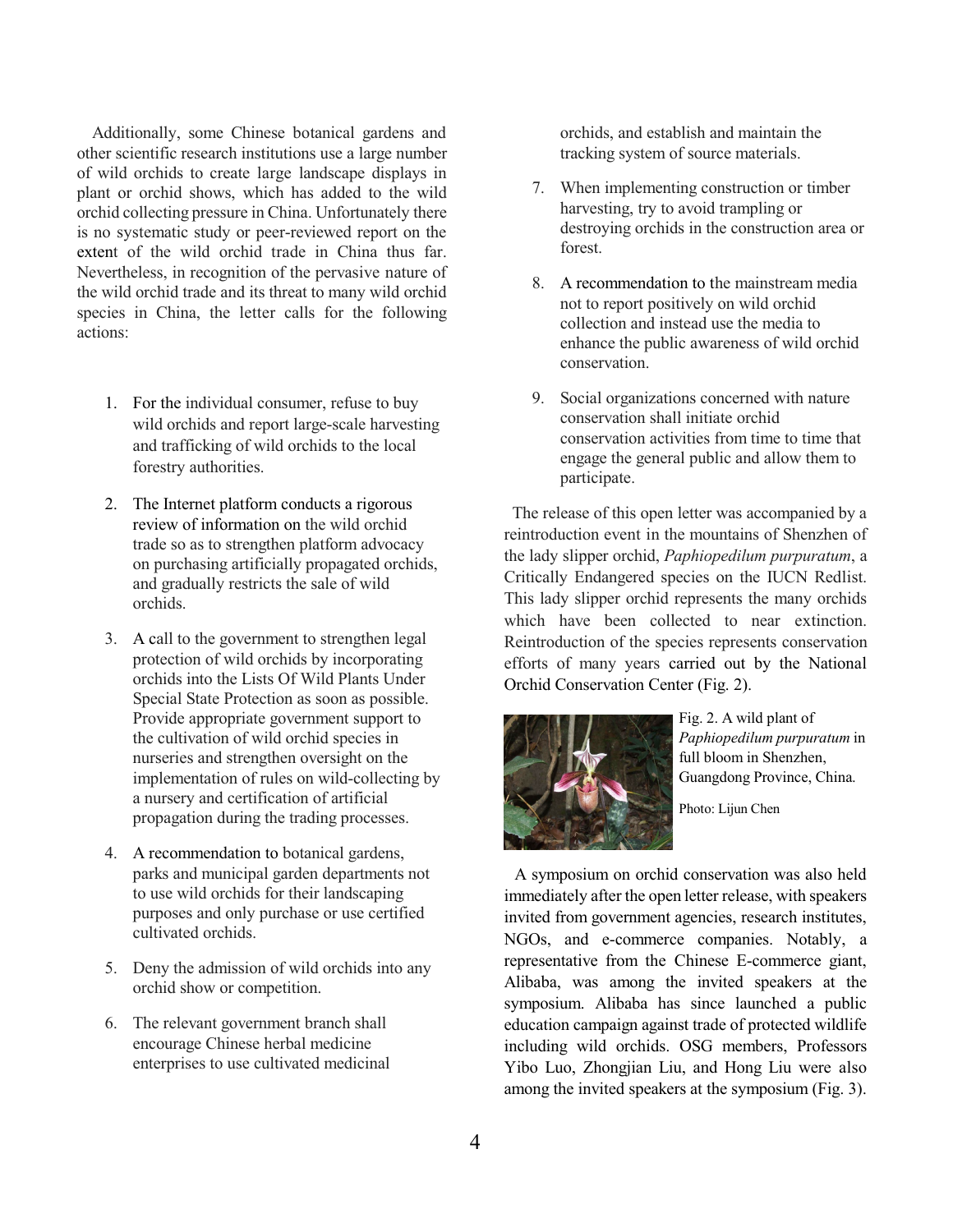Additionally, some Chinese botanical gardens and other scientific research institutions use a large number of wild orchids to create large landscape displays in plant or orchid shows, which has added to the wild orchid collecting pressure in China. Unfortunately there is no systematic study or peer-reviewed report on the extent of the wild orchid trade in China thus far. Nevertheless, in recognition of the pervasive nature of the wild orchid trade and its threat to many wild orchid species in China, the letter calls for the following actions:

1. For the individual consumer, refuse to buy wild orchids and report large-scale harvesting and trafficking of wild orchids to the local forestry authorities.

2. The Internet platform conducts a rigorous review of information on the wild orchid trade so as to strengthen platform advocacy on purchasing artificially propagated orchids, and gradually restricts the sale of wild orchids.

3. A call to the government to strengthen legal protection of wild orchids by incorporating orchids into the Lists Of Wild Plants Under Special State Protection as soon as possible. Provide appropriate government support to the cultivation of wild orchid species in nurseries and strengthen oversight on the implementation of rules on wild-collecting by a nursery and certification of artificial propagation during the trading processes.

4. A recommendation to botanical gardens, parks and municipal garden departments not to use wild orchids for their landscaping purposes and only purchase or use certified cultivated orchids.

5. Deny the admission of wild orchids into any orchid show or competition.

6. The relevant government branch shall encourage Chinese herbal medicine enterprises to use cultivated medicinal orchids, and establish and maintain the tracking system of source materials.

7. When implementing construction or timber harvesting, try to avoid trampling or destroying orchids in the construction area or forest.

8. A recommendation to the mainstream media not to report positively on wild orchid collection and instead use the media to enhance the public awareness of wild orchid conservation.

9. Social organizations concerned with nature conservation shall initiate orchid conservation activities from time to time that engage the general public and allow them to participate.

The release of this open letter was accompanied by a reintroduction event in the mountains of Shenzhen of the lady slipper orchid, *Paphiopedilum purpuratum*, a Critically Endangered species on the IUCN Redlist. This lady slipper orchid represents the many orchids which have been collected to near extinction. Reintroduction of the species represents conservation efforts of many years carried out by the National Orchid Conservation Center (Fig. 2).

Fig. 2. A wild plant of *Paphiopedilum purpuratum* in full bloom in Shenzhen, Guangdong Province, China.

Photo: Lijun Chen

A symposium on orchid conservation was also held immediately after the open letter release, with speakers invited from government agencies, research institutes, NGOs, and e-commerce companies. Notably, a representative from the Chinese E-commerce giant, Alibaba, was among the invited speakers at the symposium. Alibaba has since launched a public education campaign against trade of protected wildlife including wild orchids. OSG members, Professors Yibo Luo, Zhongjian Liu, and Hong Liu were also among the invited speakers at the symposium (Fig. 3).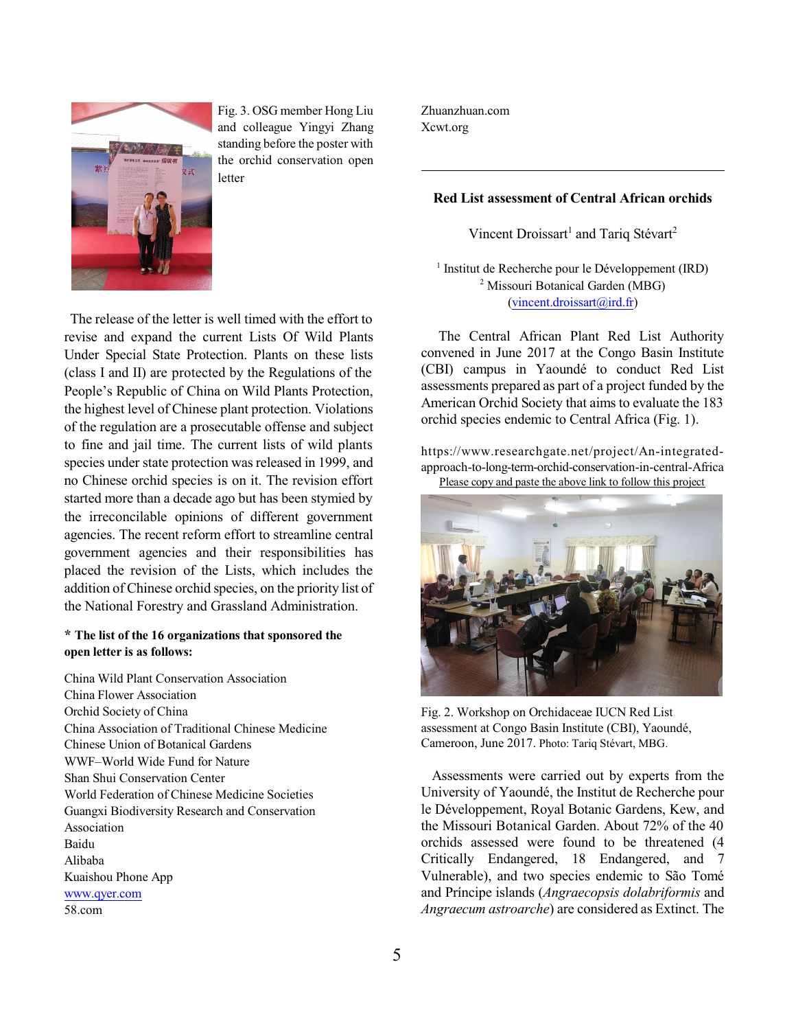Fig. 3. OSG member Hong Liu and colleague Yingyi Zhang standing before the poster with the orchid conservation open letter

The release of the letter is well timed with the effort to revise and expand the current Lists Of Wild Plants Under Special State Protection. Plants on these lists (class I and II) are protected by the Regulations of the People's Republic of China on Wild Plants Protection, the highest level of Chinese plant protection. Violations of the regulation are a prosecutable offense and subject to fine and jail time. The current lists of wild plants species under state protection was released in 1999, and no Chinese orchid species is on it. The revision effort started more than a decade ago but has been stymied by the irreconcilable opinions of different government agencies. The recent reform effort to streamline central government agencies and their responsibilities has placed the revision of the Lists, which includes the addition of Chinese orchid species, on the priority list of the National Forestry and Grassland Administration.

**\* The list of the 16 organizations that sponsored the open letter is as follows:**

China Wild Plant Conservation Association
China Flower Association
Orchid Society of China
China Association of Traditional Chinese Medicine
Chinese Union of Botanical Gardens
WWF–World Wide Fund for Nature
Shan Shui Conservation Center
World Federation of Chinese Medicine Societies
Guangxi Biodiversity Research and Conservation Association
Baidu
Alibaba
Kuaishou Phone App
www.qyer.com
58.com
Zhuanzhuan.com
Xcwt.org

---

## Red List assessment of Central African orchids

Vincent Droissart[1] and Tariq Stévart[2]

[1] Institut de Recherche pour le Développement (IRD)
[2] Missouri Botanical Garden (MBG)
(vincent.droissart@ird.fr)

The Central African Plant Red List Authority convened in June 2017 at the Congo Basin Institute (CBI) campus in Yaoundé to conduct Red List assessments prepared as part of a project funded by the American Orchid Society that aims to evaluate the 183 orchid species endemic to Central Africa (Fig. 1).

https://www.researchgate.net/project/An-integrated-approach-to-long-term-orchid-conservation-in-central-Africa
Please copy and paste the above link to follow this project

Fig. 2. Workshop on Orchidaceae IUCN Red List assessment at Congo Basin Institute (CBI), Yaoundé, Cameroon, June 2017. Photo: Tariq Stévart, MBG.

Assessments were carried out by experts from the University of Yaoundé, the Institut de Recherche pour le Développement, Royal Botanic Gardens, Kew, and the Missouri Botanical Garden. About 72% of the 40 orchids assessed were found to be threatened (4 Critically Endangered, 18 Endangered, and 7 Vulnerable), and two species endemic to São Tomé and Príncipe islands (*Angraecopsis dolabriformis* and *Angraecum astroarche*) are considered as Extinct. The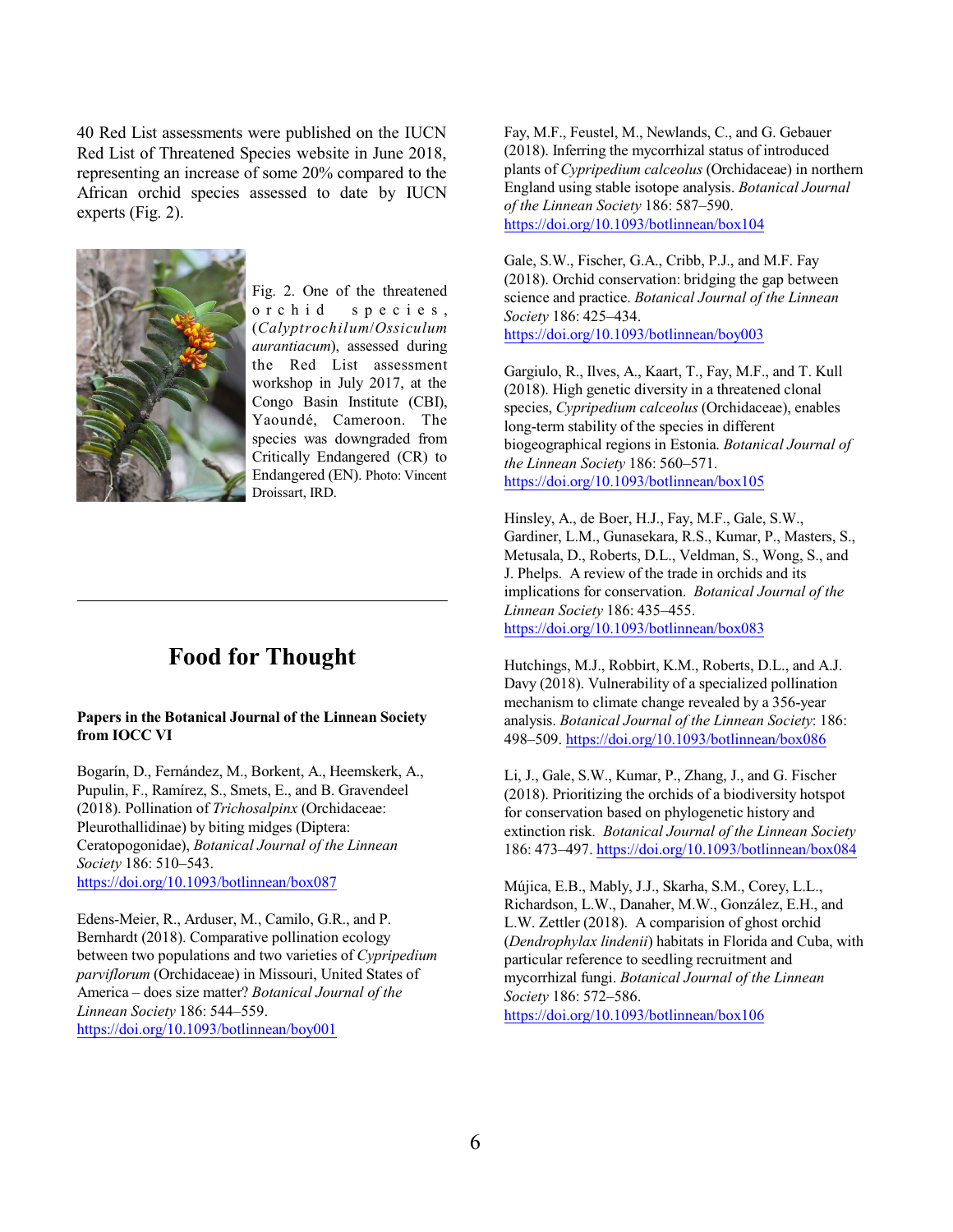40 Red List assessments were published on the IUCN Red List of Threatened Species website in June 2018, representing an increase of some 20% compared to the African orchid species assessed to date by IUCN experts (Fig. 2).

Fig. 2. One of the threatened orchid species, (*Calyptrochilum*/*Ossiculum aurantiacum*), assessed during the Red List assessment workshop in July 2017, at the Congo Basin Institute (CBI), Yaoundé, Cameroon. The species was downgraded from Critically Endangered (CR) to Endangered (EN). Photo: Vincent Droissart, IRD.

---

# Food for Thought

**Papers in the Botanical Journal of the Linnean Society from IOCC VI**

Bogarín, D., Fernández, M., Borkent, A., Heemskerk, A., Pupulin, F., Ramírez, S., Smets, E., and B. Gravendeel (2018). Pollination of *Trichosalpinx* (Orchidaceae: Pleurothallidinae) by biting midges (Diptera: Ceratopogonidae), *Botanical Journal of the Linnean Society* 186: 510–543. https://doi.org/10.1093/botlinnean/box087

Edens-Meier, R., Arduser, M., Camilo, G.R., and P. Bernhardt (2018). Comparative pollination ecology between two populations and two varieties of *Cypripedium parviflorum* (Orchidaceae) in Missouri, United States of America – does size matter? *Botanical Journal of the Linnean Society* 186: 544–559. https://doi.org/10.1093/botlinnean/boy001

Fay, M.F., Feustel, M., Newlands, C., and G. Gebauer (2018). Inferring the mycorrhizal status of introduced plants of *Cypripedium calceolus* (Orchidaceae) in northern England using stable isotope analysis. *Botanical Journal of the Linnean Society* 186: 587–590. https://doi.org/10.1093/botlinnean/box104

Gale, S.W., Fischer, G.A., Cribb, P.J., and M.F. Fay (2018). Orchid conservation: bridging the gap between science and practice. *Botanical Journal of the Linnean Society* 186: 425–434. https://doi.org/10.1093/botlinnean/boy003

Gargiulo, R., Ilves, A., Kaart, T., Fay, M.F., and T. Kull (2018). High genetic diversity in a threatened clonal species, *Cypripedium calceolus* (Orchidaceae), enables long-term stability of the species in different biogeographical regions in Estonia. *Botanical Journal of the Linnean Society* 186: 560–571. https://doi.org/10.1093/botlinnean/box105

Hinsley, A., de Boer, H.J., Fay, M.F., Gale, S.W., Gardiner, L.M., Gunasekara, R.S., Kumar, P., Masters, S., Metusala, D., Roberts, D.L., Veldman, S., Wong, S., and J. Phelps. A review of the trade in orchids and its implications for conservation. *Botanical Journal of the Linnean Society* 186: 435–455. https://doi.org/10.1093/botlinnean/box083

Hutchings, M.J., Robbirt, K.M., Roberts, D.L., and A.J. Davy (2018). Vulnerability of a specialized pollination mechanism to climate change revealed by a 356-year analysis. *Botanical Journal of the Linnean Society*: 186: 498–509. https://doi.org/10.1093/botlinnean/box086

Li, J., Gale, S.W., Kumar, P., Zhang, J., and G. Fischer (2018). Prioritizing the orchids of a biodiversity hotspot for conservation based on phylogenetic history and extinction risk. *Botanical Journal of the Linnean Society* 186: 473–497. https://doi.org/10.1093/botlinnean/box084

Mújica, E.B., Mably, J.J., Skarha, S.M., Corey, L.L., Richardson, L.W., Danaher, M.W., González, E.H., and L.W. Zettler (2018). A comparision of ghost orchid (*Dendrophylax lindenii*) habitats in Florida and Cuba, with particular reference to seedling recruitment and mycorrhizal fungi. *Botanical Journal of the Linnean Society* 186: 572–586. https://doi.org/10.1093/botlinnean/box106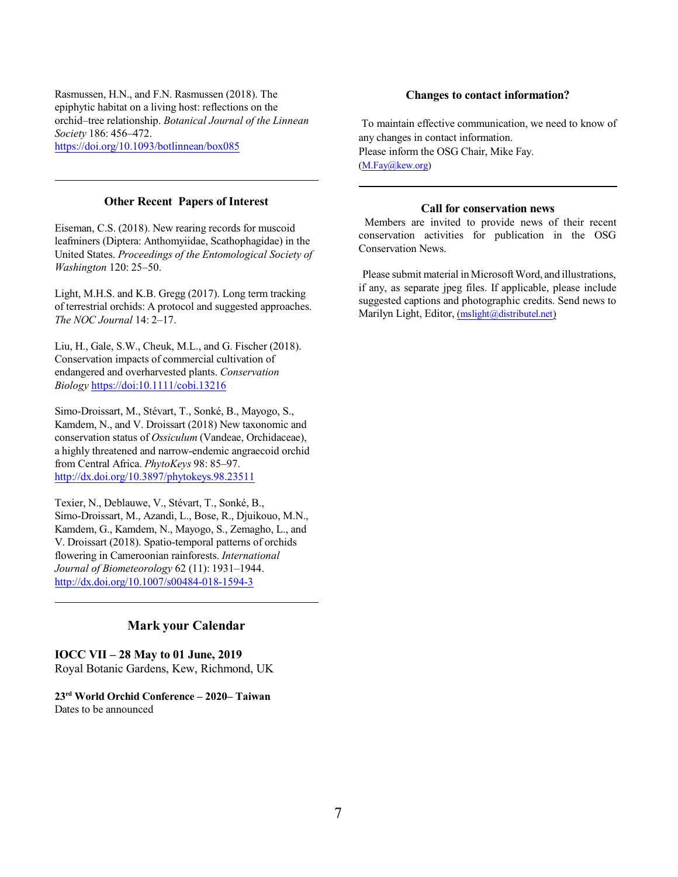Rasmussen, H.N., and F.N. Rasmussen (2018). The epiphytic habitat on a living host: reflections on the orchid–tree relationship. *Botanical Journal of the Linnean Society* 186: 456–472. https://doi.org/10.1093/botlinnean/box085

---

### Other Recent Papers of Interest

Eiseman, C.S. (2018). New rearing records for muscoid leafminers (Diptera: Anthomyiidae, Scathophagidae) in the United States. *Proceedings of the Entomological Society of Washington* 120: 25–50.

Light, M.H.S. and K.B. Gregg (2017). Long term tracking of terrestrial orchids: A protocol and suggested approaches. *The NOC Journal* 14: 2–17.

Liu, H., Gale, S.W., Cheuk, M.L., and G. Fischer (2018). Conservation impacts of commercial cultivation of endangered and overharvested plants. *Conservation Biology* https://doi:10.1111/cobi.13216

Simo-Droissart, M., Stévart, T., Sonké, B., Mayogo, S., Kamdem, N., and V. Droissart (2018) New taxonomic and conservation status of *Ossiculum* (Vandeae, Orchidaceae), a highly threatened and narrow-endemic angraecoid orchid from Central Africa. *PhytoKeys* 98: 85–97. http://dx.doi.org/10.3897/phytokeys.98.23511

Texier, N., Deblauwe, V., Stévart, T., Sonké, B., Simo-Droissart, M., Azandi, L., Bose, R., Djuikouo, M.N., Kamdem, G., Kamdem, N., Mayogo, S., Zemagho, L., and V. Droissart (2018). Spatio-temporal patterns of orchids flowering in Cameroonian rainforests. *International Journal of Biometeorology* 62 (11): 1931–1944. http://dx.doi.org/10.1007/s00484-018-1594-3

---

## Mark your Calendar

**IOCC VII – 28 May to 01 June, 2019**
Royal Botanic Gardens, Kew, Richmond, UK

**23rd World Orchid Conference – 2020– Taiwan**
Dates to be announced

### Changes to contact information?

To maintain effective communication, we need to know of any changes in contact information.
Please inform the OSG Chair, Mike Fay.
(M.Fay@kew.org)

---

### Call for conservation news

Members are invited to provide news of their recent conservation activities for publication in the OSG Conservation News.

Please submit material in Microsoft Word, and illustrations, if any, as separate jpeg files. If applicable, please include suggested captions and photographic credits. Send news to Marilyn Light, Editor, (mslight@distributel.net)